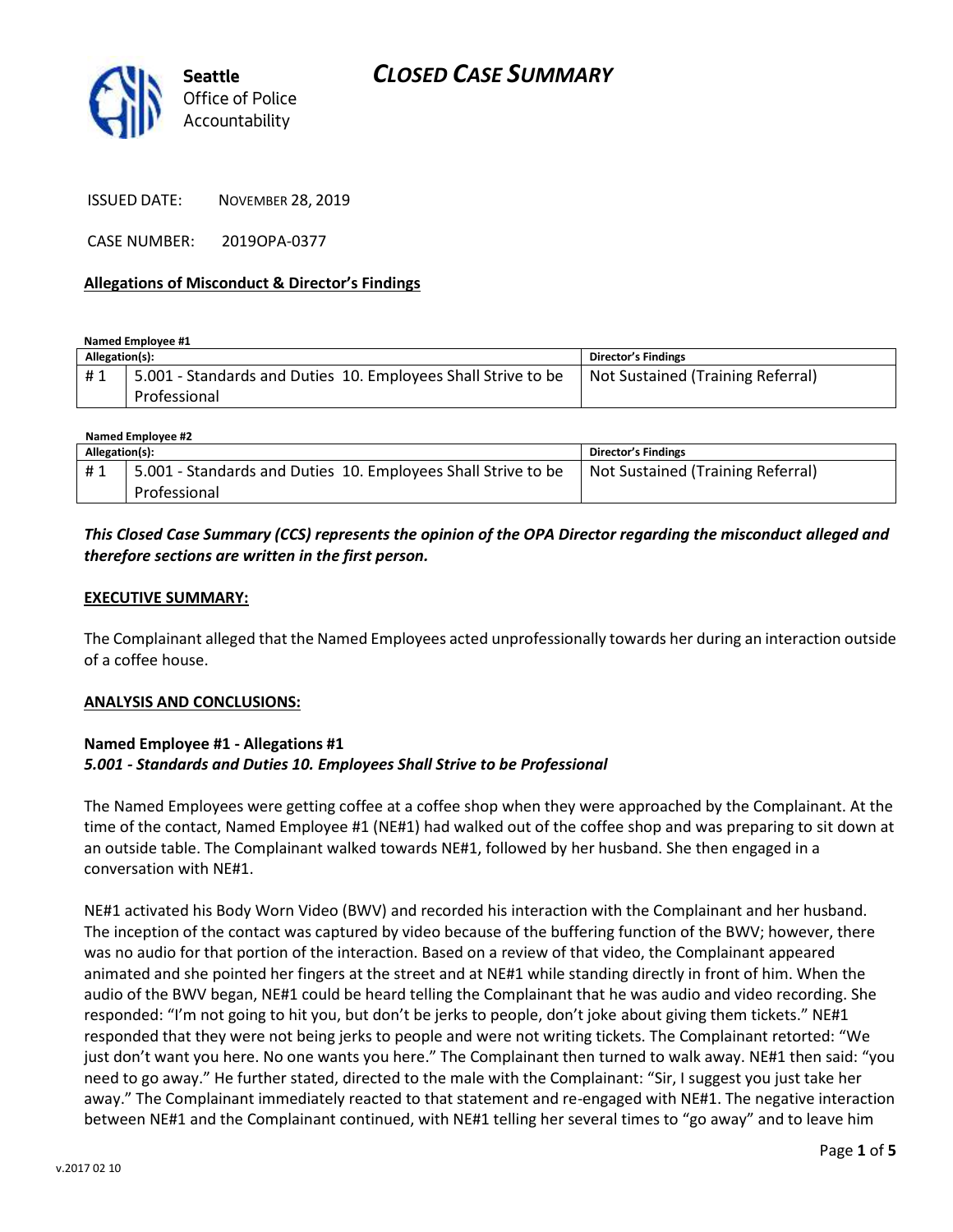**Seattle** Office of Police Accountability

# *CLOSED CASE SUMMARY*

ISSUED DATE: NOVEMBER 28, 2019

CASE NUMBER: 2019OPA-0377

**Allegations of Misconduct & Director's Findings**

**Named Employee #1**

| Allegation(s): | | Director's Findings |
|---|---|---|
| # 1 | 5.001 - Standards and Duties 10. Employees Shall Strive to be Professional | Not Sustained (Training Referral) |

**Named Employee #2**

| Allegation(s): | | Director's Findings |
|---|---|---|
| # 1 | 5.001 - Standards and Duties 10. Employees Shall Strive to be Professional | Not Sustained (Training Referral) |

***This Closed Case Summary (CCS) represents the opinion of the OPA Director regarding the misconduct alleged and therefore sections are written in the first person.***

**EXECUTIVE SUMMARY:**

The Complainant alleged that the Named Employees acted unprofessionally towards her during an interaction outside of a coffee house.

**ANALYSIS AND CONCLUSIONS:**

**Named Employee #1 - Allegations #1**
***5.001 - Standards and Duties 10. Employees Shall Strive to be Professional***

The Named Employees were getting coffee at a coffee shop when they were approached by the Complainant. At the time of the contact, Named Employee #1 (NE#1) had walked out of the coffee shop and was preparing to sit down at an outside table. The Complainant walked towards NE#1, followed by her husband. She then engaged in a conversation with NE#1.

NE#1 activated his Body Worn Video (BWV) and recorded his interaction with the Complainant and her husband. The inception of the contact was captured by video because of the buffering function of the BWV; however, there was no audio for that portion of the interaction. Based on a review of that video, the Complainant appeared animated and she pointed her fingers at the street and at NE#1 while standing directly in front of him. When the audio of the BWV began, NE#1 could be heard telling the Complainant that he was audio and video recording. She responded: "I'm not going to hit you, but don't be jerks to people, don't joke about giving them tickets." NE#1 responded that they were not being jerks to people and were not writing tickets. The Complainant retorted: "We just don't want you here. No one wants you here." The Complainant then turned to walk away. NE#1 then said: "you need to go away." He further stated, directed to the male with the Complainant: "Sir, I suggest you just take her away." The Complainant immediately reacted to that statement and re-engaged with NE#1. The negative interaction between NE#1 and the Complainant continued, with NE#1 telling her several times to "go away" and to leave him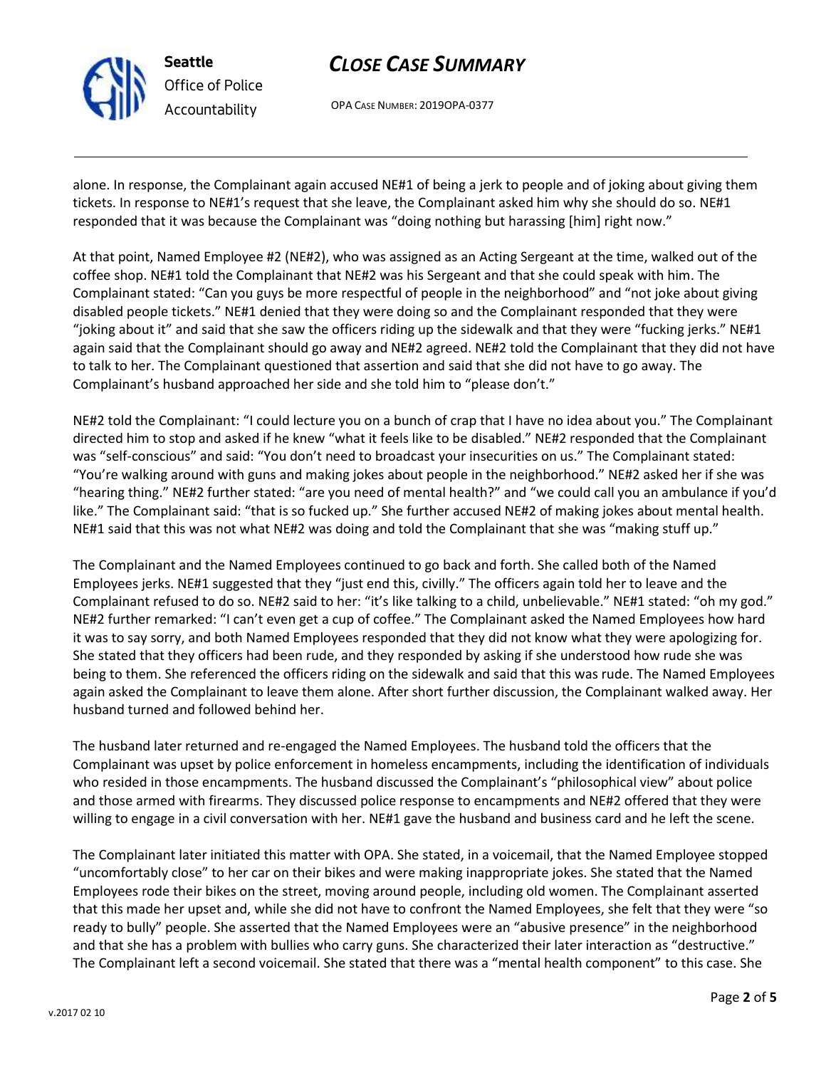alone. In response, the Complainant again accused NE#1 of being a jerk to people and of joking about giving them tickets. In response to NE#1's request that she leave, the Complainant asked him why she should do so. NE#1 responded that it was because the Complainant was "doing nothing but harassing [him] right now."

At that point, Named Employee #2 (NE#2), who was assigned as an Acting Sergeant at the time, walked out of the coffee shop. NE#1 told the Complainant that NE#2 was his Sergeant and that she could speak with him. The Complainant stated: "Can you guys be more respectful of people in the neighborhood" and "not joke about giving disabled people tickets." NE#1 denied that they were doing so and the Complainant responded that they were "joking about it" and said that she saw the officers riding up the sidewalk and that they were "fucking jerks." NE#1 again said that the Complainant should go away and NE#2 agreed. NE#2 told the Complainant that they did not have to talk to her. The Complainant questioned that assertion and said that she did not have to go away. The Complainant's husband approached her side and she told him to "please don't."

NE#2 told the Complainant: "I could lecture you on a bunch of crap that I have no idea about you." The Complainant directed him to stop and asked if he knew "what it feels like to be disabled." NE#2 responded that the Complainant was "self-conscious" and said: "You don't need to broadcast your insecurities on us." The Complainant stated: "You're walking around with guns and making jokes about people in the neighborhood." NE#2 asked her if she was "hearing thing." NE#2 further stated: "are you need of mental health?" and "we could call you an ambulance if you'd like." The Complainant said: "that is so fucked up." She further accused NE#2 of making jokes about mental health. NE#1 said that this was not what NE#2 was doing and told the Complainant that she was "making stuff up."

The Complainant and the Named Employees continued to go back and forth. She called both of the Named Employees jerks. NE#1 suggested that they "just end this, civilly." The officers again told her to leave and the Complainant refused to do so. NE#2 said to her: "it's like talking to a child, unbelievable." NE#1 stated: "oh my god." NE#2 further remarked: "I can't even get a cup of coffee." The Complainant asked the Named Employees how hard it was to say sorry, and both Named Employees responded that they did not know what they were apologizing for. She stated that they officers had been rude, and they responded by asking if she understood how rude she was being to them. She referenced the officers riding on the sidewalk and said that this was rude. The Named Employees again asked the Complainant to leave them alone. After short further discussion, the Complainant walked away. Her husband turned and followed behind her.

The husband later returned and re-engaged the Named Employees. The husband told the officers that the Complainant was upset by police enforcement in homeless encampments, including the identification of individuals who resided in those encampments. The husband discussed the Complainant's "philosophical view" about police and those armed with firearms. They discussed police response to encampments and NE#2 offered that they were willing to engage in a civil conversation with her. NE#1 gave the husband and business card and he left the scene.

The Complainant later initiated this matter with OPA. She stated, in a voicemail, that the Named Employee stopped "uncomfortably close" to her car on their bikes and were making inappropriate jokes. She stated that the Named Employees rode their bikes on the street, moving around people, including old women. The Complainant asserted that this made her upset and, while she did not have to confront the Named Employees, she felt that they were "so ready to bully" people. She asserted that the Named Employees were an "abusive presence" in the neighborhood and that she has a problem with bullies who carry guns. She characterized their later interaction as "destructive." The Complainant left a second voicemail. She stated that there was a "mental health component" to this case. She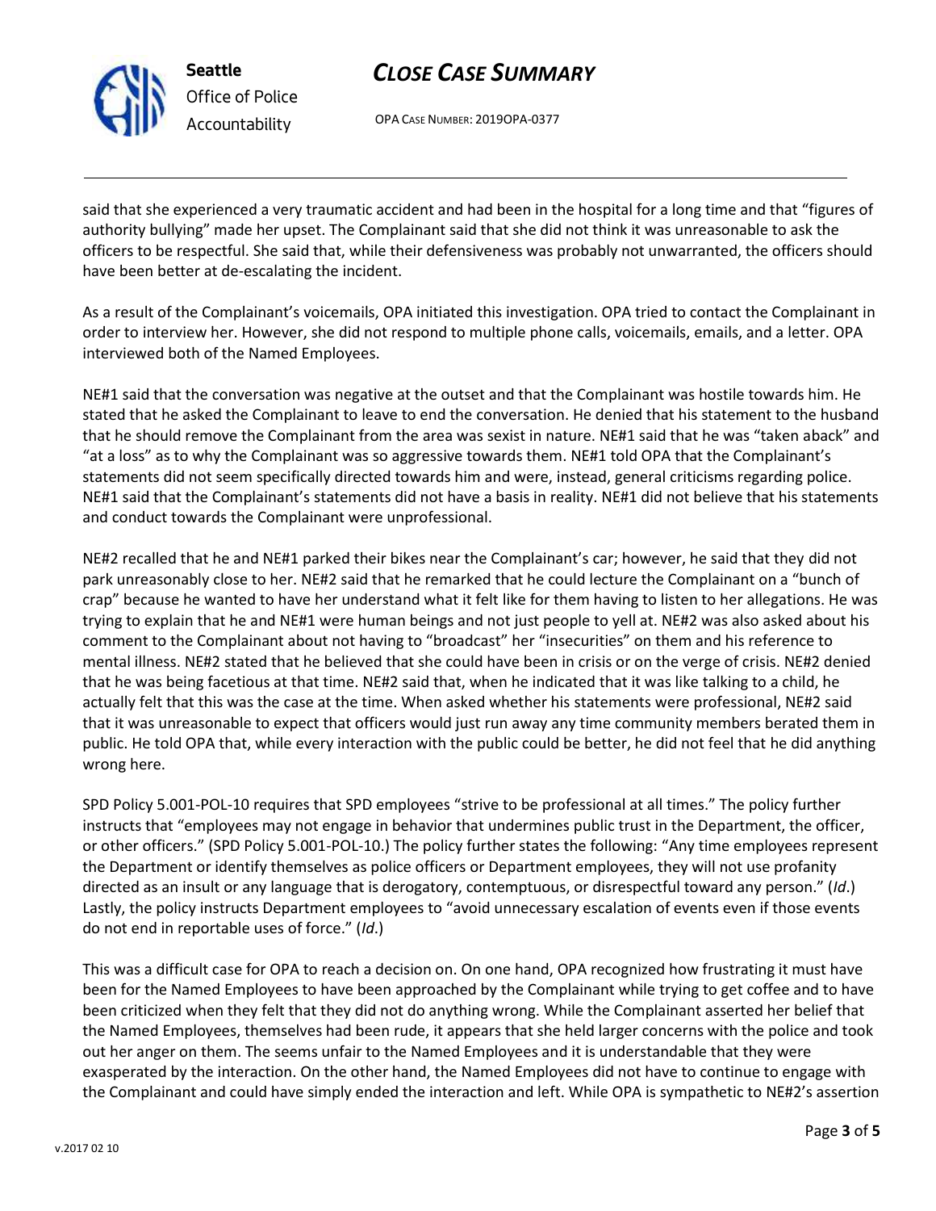said that she experienced a very traumatic accident and had been in the hospital for a long time and that "figures of authority bullying" made her upset. The Complainant said that she did not think it was unreasonable to ask the officers to be respectful. She said that, while their defensiveness was probably not unwarranted, the officers should have been better at de-escalating the incident.

As a result of the Complainant's voicemails, OPA initiated this investigation. OPA tried to contact the Complainant in order to interview her. However, she did not respond to multiple phone calls, voicemails, emails, and a letter. OPA interviewed both of the Named Employees.

NE#1 said that the conversation was negative at the outset and that the Complainant was hostile towards him. He stated that he asked the Complainant to leave to end the conversation. He denied that his statement to the husband that he should remove the Complainant from the area was sexist in nature. NE#1 said that he was "taken aback" and "at a loss" as to why the Complainant was so aggressive towards them. NE#1 told OPA that the Complainant's statements did not seem specifically directed towards him and were, instead, general criticisms regarding police. NE#1 said that the Complainant's statements did not have a basis in reality. NE#1 did not believe that his statements and conduct towards the Complainant were unprofessional.

NE#2 recalled that he and NE#1 parked their bikes near the Complainant's car; however, he said that they did not park unreasonably close to her. NE#2 said that he remarked that he could lecture the Complainant on a "bunch of crap" because he wanted to have her understand what it felt like for them having to listen to her allegations. He was trying to explain that he and NE#1 were human beings and not just people to yell at. NE#2 was also asked about his comment to the Complainant about not having to "broadcast" her "insecurities" on them and his reference to mental illness. NE#2 stated that he believed that she could have been in crisis or on the verge of crisis. NE#2 denied that he was being facetious at that time. NE#2 said that, when he indicated that it was like talking to a child, he actually felt that this was the case at the time. When asked whether his statements were professional, NE#2 said that it was unreasonable to expect that officers would just run away any time community members berated them in public. He told OPA that, while every interaction with the public could be better, he did not feel that he did anything wrong here.

SPD Policy 5.001-POL-10 requires that SPD employees "strive to be professional at all times." The policy further instructs that "employees may not engage in behavior that undermines public trust in the Department, the officer, or other officers." (SPD Policy 5.001-POL-10.) The policy further states the following: "Any time employees represent the Department or identify themselves as police officers or Department employees, they will not use profanity directed as an insult or any language that is derogatory, contemptuous, or disrespectful toward any person." (*Id*.) Lastly, the policy instructs Department employees to "avoid unnecessary escalation of events even if those events do not end in reportable uses of force." (*Id*.)

This was a difficult case for OPA to reach a decision on. On one hand, OPA recognized how frustrating it must have been for the Named Employees to have been approached by the Complainant while trying to get coffee and to have been criticized when they felt that they did not do anything wrong. While the Complainant asserted her belief that the Named Employees, themselves had been rude, it appears that she held larger concerns with the police and took out her anger on them. The seems unfair to the Named Employees and it is understandable that they were exasperated by the interaction. On the other hand, the Named Employees did not have to continue to engage with the Complainant and could have simply ended the interaction and left. While OPA is sympathetic to NE#2's assertion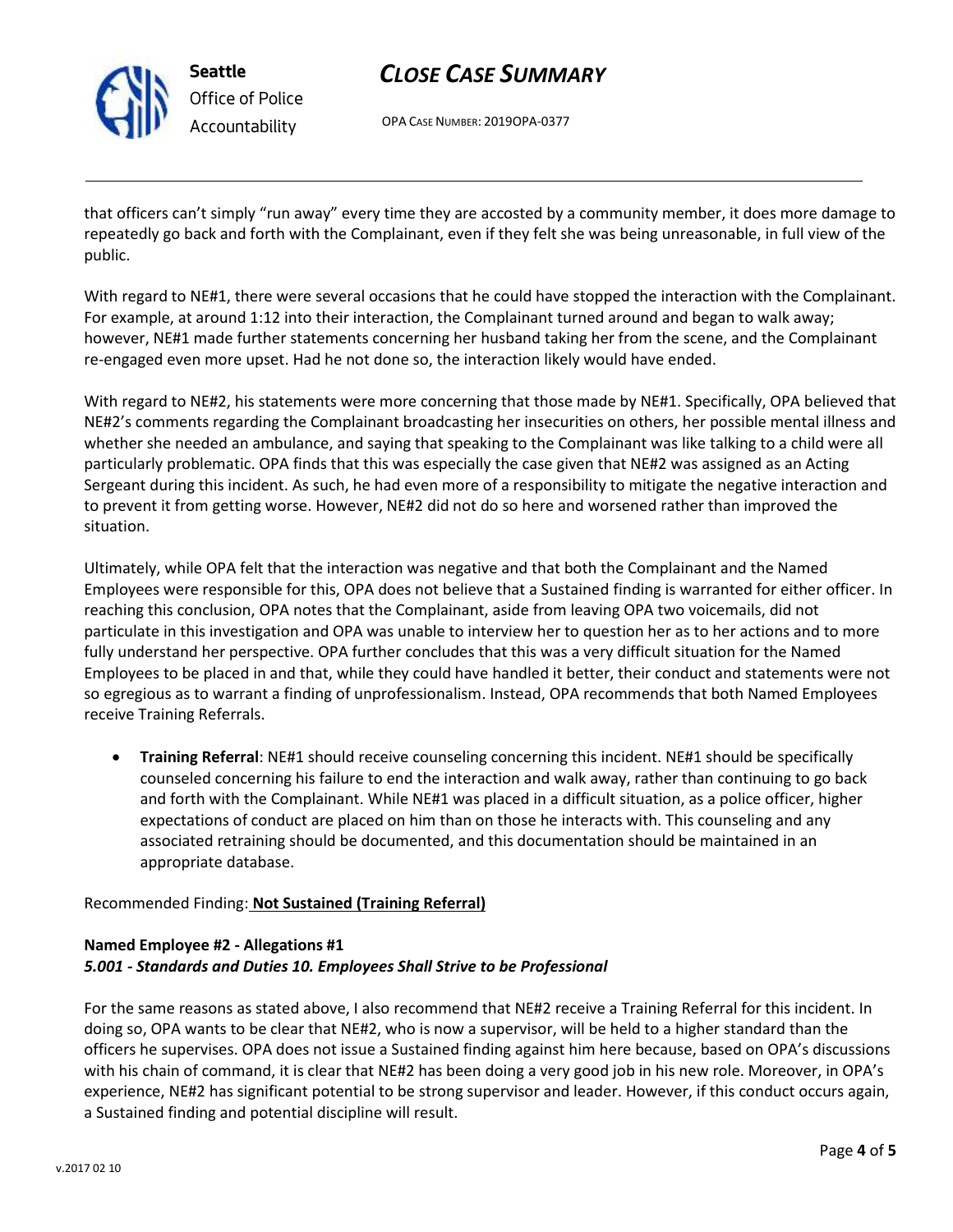that officers can't simply "run away" every time they are accosted by a community member, it does more damage to repeatedly go back and forth with the Complainant, even if they felt she was being unreasonable, in full view of the public.

With regard to NE#1, there were several occasions that he could have stopped the interaction with the Complainant. For example, at around 1:12 into their interaction, the Complainant turned around and began to walk away; however, NE#1 made further statements concerning her husband taking her from the scene, and the Complainant re-engaged even more upset. Had he not done so, the interaction likely would have ended.

With regard to NE#2, his statements were more concerning that those made by NE#1. Specifically, OPA believed that NE#2's comments regarding the Complainant broadcasting her insecurities on others, her possible mental illness and whether she needed an ambulance, and saying that speaking to the Complainant was like talking to a child were all particularly problematic. OPA finds that this was especially the case given that NE#2 was assigned as an Acting Sergeant during this incident. As such, he had even more of a responsibility to mitigate the negative interaction and to prevent it from getting worse. However, NE#2 did not do so here and worsened rather than improved the situation.

Ultimately, while OPA felt that the interaction was negative and that both the Complainant and the Named Employees were responsible for this, OPA does not believe that a Sustained finding is warranted for either officer. In reaching this conclusion, OPA notes that the Complainant, aside from leaving OPA two voicemails, did not particulate in this investigation and OPA was unable to interview her to question her as to her actions and to more fully understand her perspective. OPA further concludes that this was a very difficult situation for the Named Employees to be placed in and that, while they could have handled it better, their conduct and statements were not so egregious as to warrant a finding of unprofessionalism. Instead, OPA recommends that both Named Employees receive Training Referrals.

- **Training Referral**: NE#1 should receive counseling concerning this incident. NE#1 should be specifically counseled concerning his failure to end the interaction and walk away, rather than continuing to go back and forth with the Complainant. While NE#1 was placed in a difficult situation, as a police officer, higher expectations of conduct are placed on him than on those he interacts with. This counseling and any associated retraining should be documented, and this documentation should be maintained in an appropriate database.

Recommended Finding: **Not Sustained (Training Referral)**

**Named Employee #2 - Allegations #1**
***5.001 - Standards and Duties 10. Employees Shall Strive to be Professional***

For the same reasons as stated above, I also recommend that NE#2 receive a Training Referral for this incident. In doing so, OPA wants to be clear that NE#2, who is now a supervisor, will be held to a higher standard than the officers he supervises. OPA does not issue a Sustained finding against him here because, based on OPA's discussions with his chain of command, it is clear that NE#2 has been doing a very good job in his new role. Moreover, in OPA's experience, NE#2 has significant potential to be strong supervisor and leader. However, if this conduct occurs again, a Sustained finding and potential discipline will result.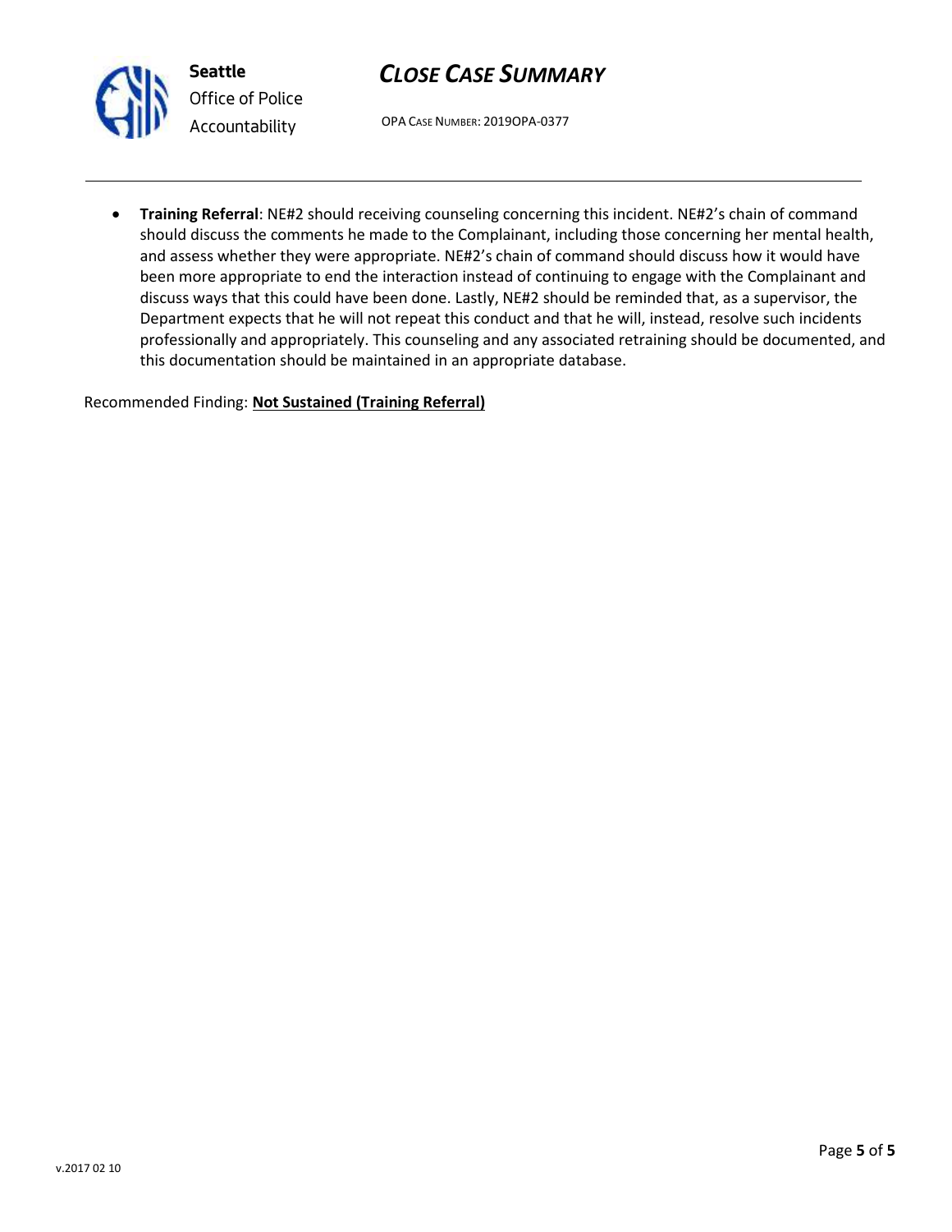- **Training Referral**: NE#2 should receiving counseling concerning this incident. NE#2's chain of command should discuss the comments he made to the Complainant, including those concerning her mental health, and assess whether they were appropriate. NE#2's chain of command should discuss how it would have been more appropriate to end the interaction instead of continuing to engage with the Complainant and discuss ways that this could have been done. Lastly, NE#2 should be reminded that, as a supervisor, the Department expects that he will not repeat this conduct and that he will, instead, resolve such incidents professionally and appropriately. This counseling and any associated retraining should be documented, and this documentation should be maintained in an appropriate database.

Recommended Finding: **Not Sustained (Training Referral)**